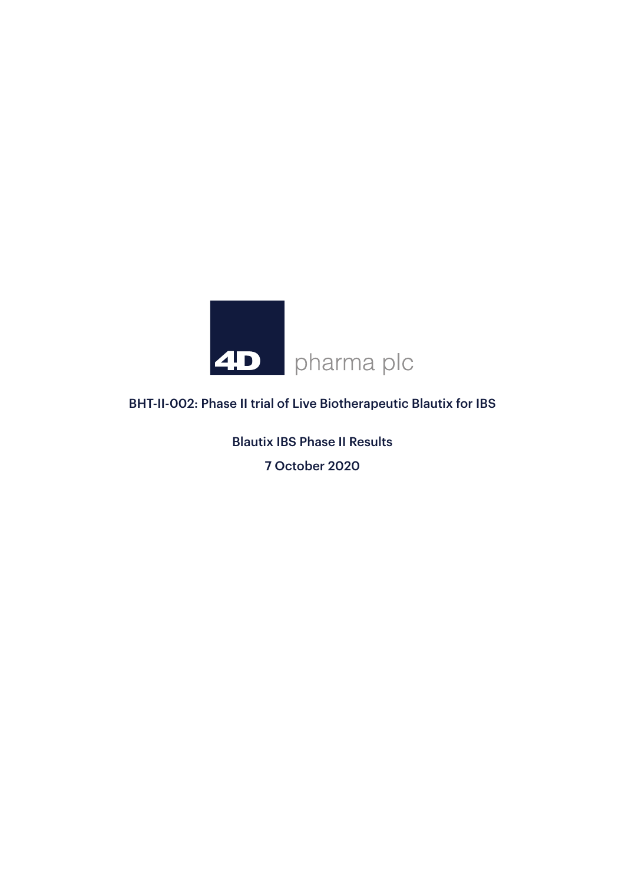4D pharma plc

# BHT-II-002: Phase II trial of Live Biotherapeutic Blautix for IBS

Blautix IBS Phase II Results

7 October 2020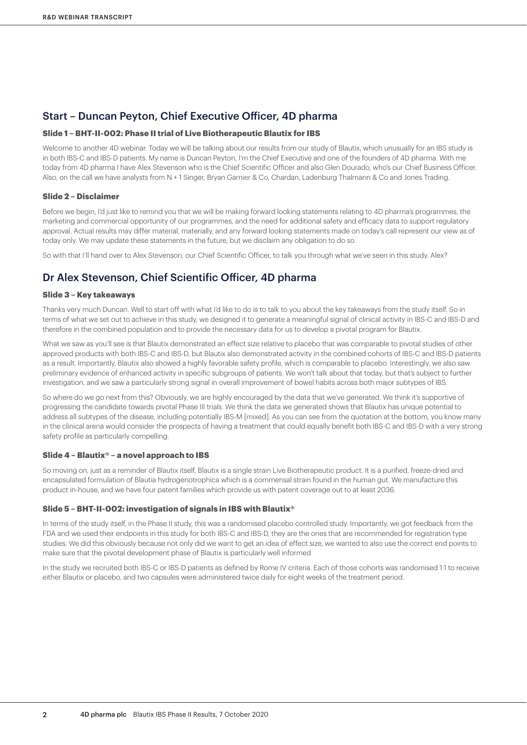## Start – Duncan Peyton, Chief Executive Officer, 4D pharma

### Slide 1 – BHT-II-002: Phase II trial of Live Biotherapeutic Blautix for IBS

Welcome to another 4D webinar. Today we will be talking about our results from our study of Blautix, which unusually for an IBS study is in both IBS-C and IBS-D patients. My name is Duncan Peyton, I'm the Chief Executive and one of the founders of 4D pharma. With me today from 4D pharma I have Alex Stevenson who is the Chief Scientific Officer and also Glen Dourado, who's our Chief Business Officer. Also, on the call we have analysts from N + 1 Singer, Bryan Garnier & Co, Chardan, Ladenburg Thalmann & Co and Jones Trading.

### Slide 2 – Disclaimer

Before we begin, I'd just like to remind you that we will be making forward looking statements relating to 4D pharma's programmes, the marketing and commercial opportunity of our programmes, and the need for additional safety and efficacy data to support regulatory approval. Actual results may differ material, materially, and any forward looking statements made on today's call represent our view as of today only. We may update these statements in the future, but we disclaim any obligation to do so.

So with that I'll hand over to Alex Stevenson, our Chief Scientific Officer, to talk you through what we've seen in this study. Alex?

## Dr Alex Stevenson, Chief Scientific Officer, 4D pharma

### Slide 3 – Key takeaways

Thanks very much Duncan. Well to start off with what I'd like to do is to talk to you about the key takeaways from the study itself. So in terms of what we set out to achieve in this study, we designed it to generate a meaningful signal of clinical activity in IBS-C and IBS-D and therefore in the combined population and to provide the necessary data for us to develop a pivotal program for Blautix.

What we saw as you'll see is that Blautix demonstrated an effect size relative to placebo that was comparable to pivotal studies of other approved products with both IBS-C and IBS-D, but Blautix also demonstrated activity in the combined cohorts of IBS-C and IBS-D patients as a result. Importantly, Blautix also showed a highly favorable safety profile, which is comparable to placebo. Interestingly, we also saw preliminary evidence of enhanced activity in specific subgroups of patients. We won't talk about that today, but that's subject to further investigation, and we saw a particularly strong signal in overall improvement of bowel habits across both major subtypes of IBS.

So where do we go next from this? Obviously, we are highly encouraged by the data that we've generated. We think it's supportive of progressing the candidate towards pivotal Phase III trials. We think the data we generated shows that Blautix has unique potential to address all subtypes of the disease, including potentially IBS-M [mixed]. As you can see from the quotation at the bottom, you know many in the clinical arena would consider the prospects of having a treatment that could equally benefit both IBS-C and IBS-D with a very strong safety profile as particularly compelling.

### Slide 4 – Blautix® – a novel approach to IBS

So moving on, just as a reminder of Blautix itself, Blautix is a single strain Live Biotherapeutic product. It is a purified, freeze-dried and encapsulated formulation of Blautia hydrogenotrophica which is a commensal strain found in the human gut. We manufacture this product in-house, and we have four patent families which provide us with patent coverage out to at least 2036.

### Slide 5 – BHT-II-002: investigation of signals in IBS with Blautix®

In terms of the study itself, in the Phase II study, this was a randomised placebo controlled study. Importantly, we got feedback from the FDA and we used their endpoints in this study for both IBS-C and IBS-D, they are the ones that are recommended for registration type studies. We did this obviously because not only did we want to get an idea of effect size, we wanted to also use the correct end points to make sure that the pivotal development phase of Blautix is particularly well informed

In the study we recruited both IBS-C or IBS-D patients as defined by Rome IV criteria. Each of those cohorts was randomised 1:1 to receive either Blautix or placebo, and two capsules were administered twice daily for eight weeks of the treatment period.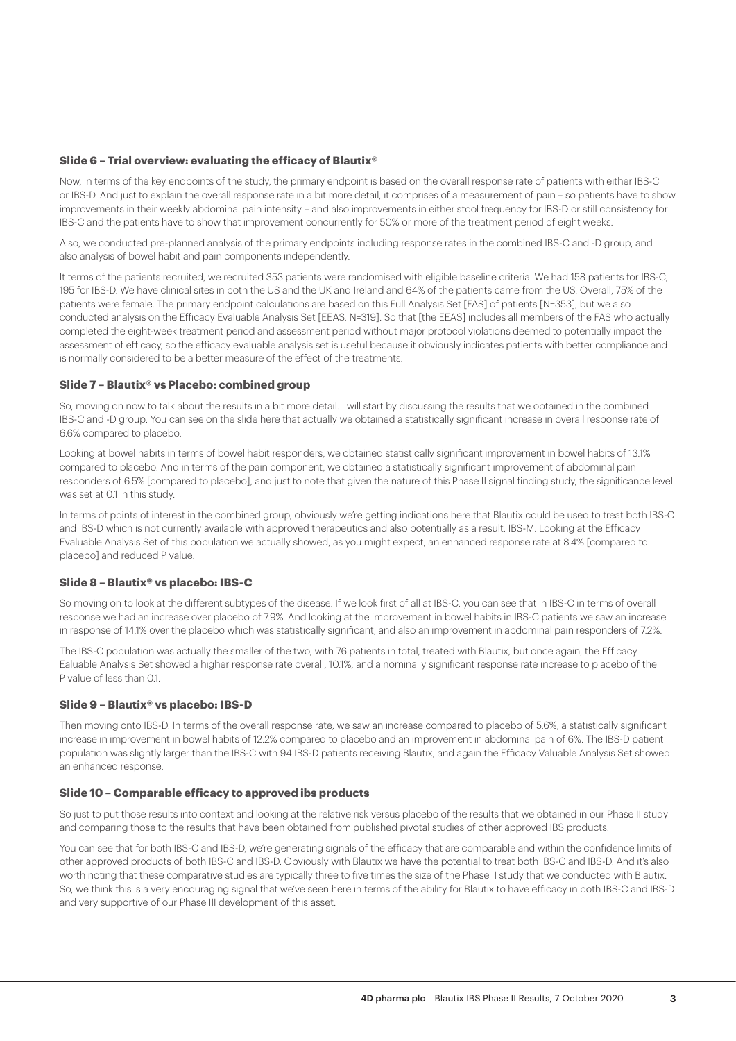### Slide 6 – Trial overview: evaluating the efficacy of Blautix®

Now, in terms of the key endpoints of the study, the primary endpoint is based on the overall response rate of patients with either IBS-C or IBS-D. And just to explain the overall response rate in a bit more detail, it comprises of a measurement of pain – so patients have to show improvements in their weekly abdominal pain intensity – and also improvements in either stool frequency for IBS-D or still consistency for IBS-C and the patients have to show that improvement concurrently for 50% or more of the treatment period of eight weeks.

Also, we conducted pre-planned analysis of the primary endpoints including response rates in the combined IBS-C and -D group, and also analysis of bowel habit and pain components independently.

It terms of the patients recruited, we recruited 353 patients were randomised with eligible baseline criteria. We had 158 patients for IBS-C, 195 for IBS-D. We have clinical sites in both the US and the UK and Ireland and 64% of the patients came from the US. Overall, 75% of the patients were female. The primary endpoint calculations are based on this Full Analysis Set [FAS] of patients [N=353], but we also conducted analysis on the Efficacy Evaluable Analysis Set [EEAS, N=319]. So that [the EEAS] includes all members of the FAS who actually completed the eight-week treatment period and assessment period without major protocol violations deemed to potentially impact the assessment of efficacy, so the efficacy evaluable analysis set is useful because it obviously indicates patients with better compliance and is normally considered to be a better measure of the effect of the treatments.

### Slide 7 – Blautix® vs Placebo: combined group

So, moving on now to talk about the results in a bit more detail. I will start by discussing the results that we obtained in the combined IBS-C and -D group. You can see on the slide here that actually we obtained a statistically significant increase in overall response rate of 6.6% compared to placebo.

Looking at bowel habits in terms of bowel habit responders, we obtained statistically significant improvement in bowel habits of 13.1% compared to placebo. And in terms of the pain component, we obtained a statistically significant improvement of abdominal pain responders of 6.5% [compared to placebo], and just to note that given the nature of this Phase II signal finding study, the significance level was set at 0.1 in this study.

In terms of points of interest in the combined group, obviously we're getting indications here that Blautix could be used to treat both IBS-C and IBS-D which is not currently available with approved therapeutics and also potentially as a result, IBS-M. Looking at the Efficacy Evaluable Analysis Set of this population we actually showed, as you might expect, an enhanced response rate at 8.4% [compared to placebo] and reduced P value.

### Slide 8 – Blautix® vs placebo: IBS-C

So moving on to look at the different subtypes of the disease. If we look first of all at IBS-C, you can see that in IBS-C in terms of overall response we had an increase over placebo of 7.9%. And looking at the improvement in bowel habits in IBS-C patients we saw an increase in response of 14.1% over the placebo which was statistically significant, and also an improvement in abdominal pain responders of 7.2%.

The IBS-C population was actually the smaller of the two, with 76 patients in total, treated with Blautix, but once again, the Efficacy Ealuable Analysis Set showed a higher response rate overall, 10.1%, and a nominally significant response rate increase to placebo of the P value of less than 0.1.

### Slide 9 – Blautix® vs placebo: IBS-D

Then moving onto IBS-D. In terms of the overall response rate, we saw an increase compared to placebo of 5.6%, a statistically significant increase in improvement in bowel habits of 12.2% compared to placebo and an improvement in abdominal pain of 6%. The IBS-D patient population was slightly larger than the IBS-C with 94 IBS-D patients receiving Blautix, and again the Efficacy Valuable Analysis Set showed an enhanced response.

### Slide 10 – Comparable efficacy to approved ibs products

So just to put those results into context and looking at the relative risk versus placebo of the results that we obtained in our Phase II study and comparing those to the results that have been obtained from published pivotal studies of other approved IBS products.

You can see that for both IBS-C and IBS-D, we're generating signals of the efficacy that are comparable and within the confidence limits of other approved products of both IBS-C and IBS-D. Obviously with Blautix we have the potential to treat both IBS-C and IBS-D. And it's also worth noting that these comparative studies are typically three to five times the size of the Phase II study that we conducted with Blautix. So, we think this is a very encouraging signal that we've seen here in terms of the ability for Blautix to have efficacy in both IBS-C and IBS-D and very supportive of our Phase III development of this asset.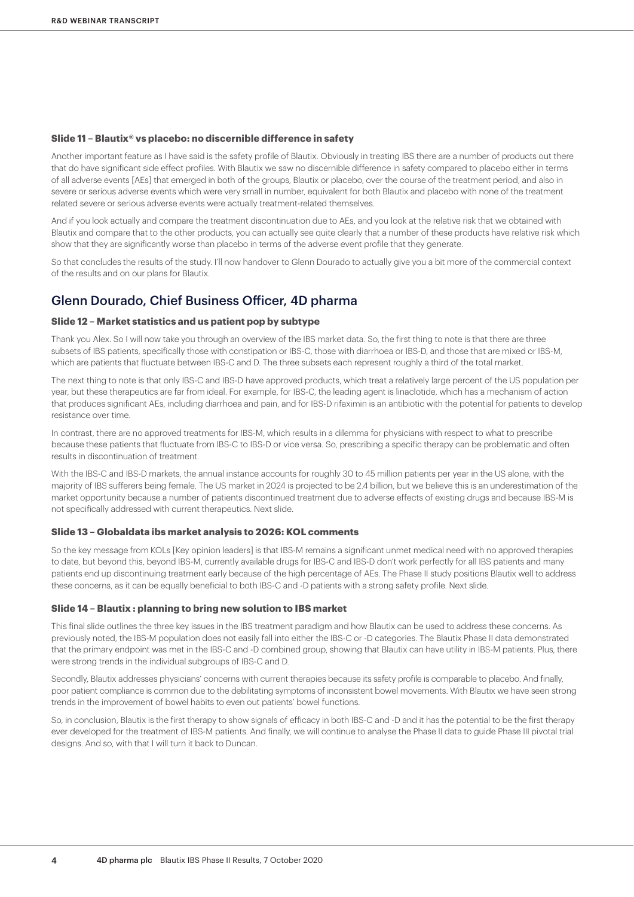### Slide 11 – Blautix® vs placebo: no discernible difference in safety

Another important feature as I have said is the safety profile of Blautix. Obviously in treating IBS there are a number of products out there that do have significant side effect profiles. With Blautix we saw no discernible difference in safety compared to placebo either in terms of all adverse events [AEs] that emerged in both of the groups, Blautix or placebo, over the course of the treatment period, and also in severe or serious adverse events which were very small in number, equivalent for both Blautix and placebo with none of the treatment related severe or serious adverse events were actually treatment-related themselves.

And if you look actually and compare the treatment discontinuation due to AEs, and you look at the relative risk that we obtained with Blautix and compare that to the other products, you can actually see quite clearly that a number of these products have relative risk which show that they are significantly worse than placebo in terms of the adverse event profile that they generate.

So that concludes the results of the study. I'll now handover to Glenn Dourado to actually give you a bit more of the commercial context of the results and on our plans for Blautix.

## Glenn Dourado, Chief Business Officer, 4D pharma

### Slide 12 – Market statistics and us patient pop by subtype

Thank you Alex. So I will now take you through an overview of the IBS market data. So, the first thing to note is that there are three subsets of IBS patients, specifically those with constipation or IBS-C, those with diarrhoea or IBS-D, and those that are mixed or IBS-M, which are patients that fluctuate between IBS-C and D. The three subsets each represent roughly a third of the total market.

The next thing to note is that only IBS-C and IBS-D have approved products, which treat a relatively large percent of the US population per year, but these therapeutics are far from ideal. For example, for IBS-C, the leading agent is linaclotide, which has a mechanism of action that produces significant AEs, including diarrhoea and pain, and for IBS-D rifaximin is an antibiotic with the potential for patients to develop resistance over time.

In contrast, there are no approved treatments for IBS-M, which results in a dilemma for physicians with respect to what to prescribe because these patients that fluctuate from IBS-C to IBS-D or vice versa. So, prescribing a specific therapy can be problematic and often results in discontinuation of treatment.

With the IBS-C and IBS-D markets, the annual instance accounts for roughly 30 to 45 million patients per year in the US alone, with the majority of IBS sufferers being female. The US market in 2024 is projected to be 2.4 billion, but we believe this is an underestimation of the market opportunity because a number of patients discontinued treatment due to adverse effects of existing drugs and because IBS-M is not specifically addressed with current therapeutics. Next slide.

### Slide 13 – Globaldata ibs market analysis to 2026: KOL comments

So the key message from KOLs [Key opinion leaders] is that IBS-M remains a significant unmet medical need with no approved therapies to date, but beyond this, beyond IBS-M, currently available drugs for IBS-C and IBS-D don't work perfectly for all IBS patients and many patients end up discontinuing treatment early because of the high percentage of AEs. The Phase II study positions Blautix well to address these concerns, as it can be equally beneficial to both IBS-C and -D patients with a strong safety profile. Next slide.

### Slide 14 – Blautix : planning to bring new solution to IBS market

This final slide outlines the three key issues in the IBS treatment paradigm and how Blautix can be used to address these concerns. As previously noted, the IBS-M population does not easily fall into either the IBS-C or -D categories. The Blautix Phase II data demonstrated that the primary endpoint was met in the IBS-C and -D combined group, showing that Blautix can have utility in IBS-M patients. Plus, there were strong trends in the individual subgroups of IBS-C and D.

Secondly, Blautix addresses physicians' concerns with current therapies because its safety profile is comparable to placebo. And finally, poor patient compliance is common due to the debilitating symptoms of inconsistent bowel movements. With Blautix we have seen strong trends in the improvement of bowel habits to even out patients' bowel functions.

So, in conclusion, Blautix is the first therapy to show signals of efficacy in both IBS-C and -D and it has the potential to be the first therapy ever developed for the treatment of IBS-M patients. And finally, we will continue to analyse the Phase II data to guide Phase III pivotal trial designs. And so, with that I will turn it back to Duncan.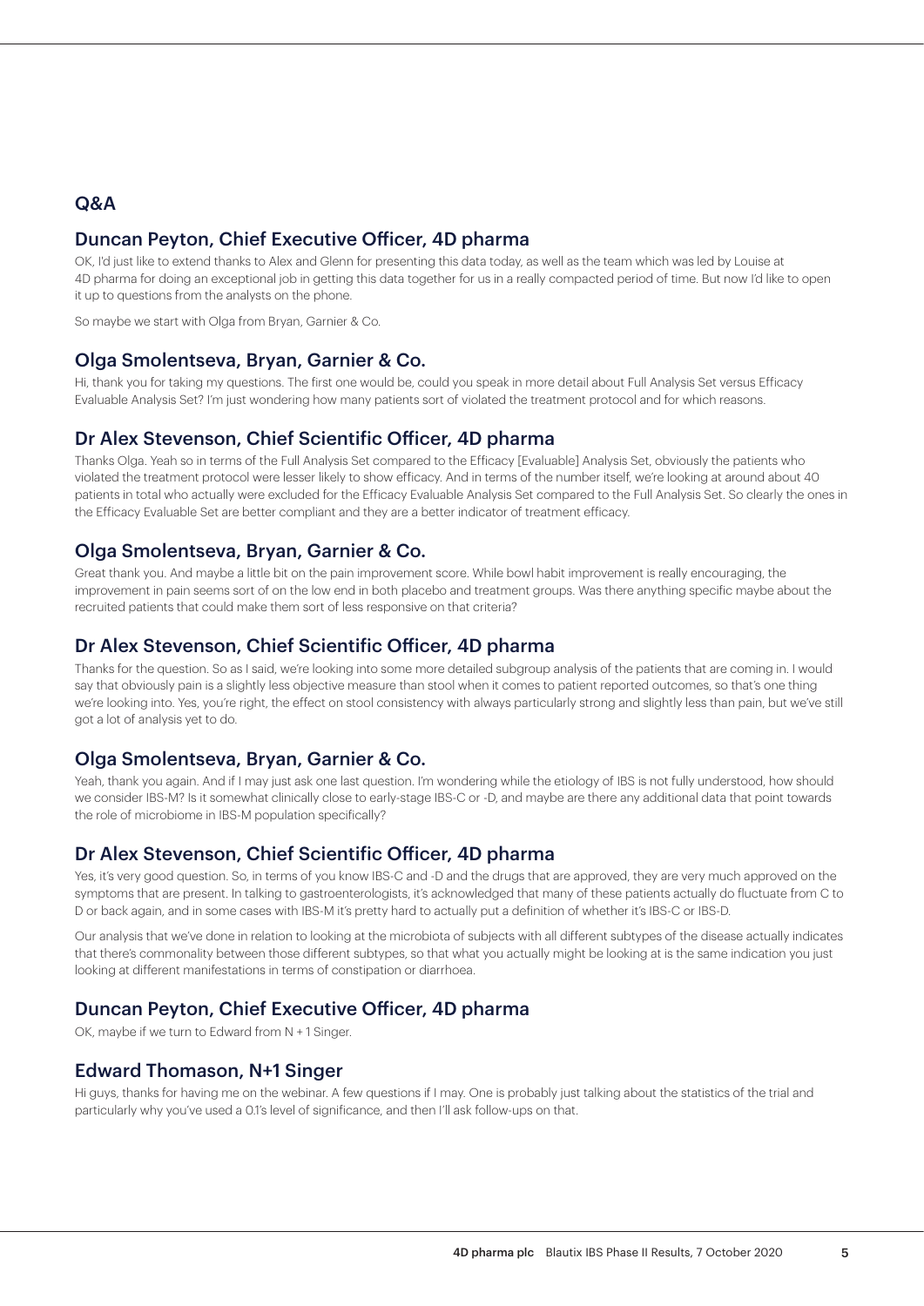## Q&A

### Duncan Peyton, Chief Executive Officer, 4D pharma

OK, I'd just like to extend thanks to Alex and Glenn for presenting this data today, as well as the team which was led by Louise at 4D pharma for doing an exceptional job in getting this data together for us in a really compacted period of time. But now I'd like to open it up to questions from the analysts on the phone.

So maybe we start with Olga from Bryan, Garnier & Co.

### Olga Smolentseva, Bryan, Garnier & Co.

Hi, thank you for taking my questions. The first one would be, could you speak in more detail about Full Analysis Set versus Efficacy Evaluable Analysis Set? I'm just wondering how many patients sort of violated the treatment protocol and for which reasons.

### Dr Alex Stevenson, Chief Scientific Officer, 4D pharma

Thanks Olga. Yeah so in terms of the Full Analysis Set compared to the Efficacy [Evaluable] Analysis Set, obviously the patients who violated the treatment protocol were lesser likely to show efficacy. And in terms of the number itself, we're looking at around about 40 patients in total who actually were excluded for the Efficacy Evaluable Analysis Set compared to the Full Analysis Set. So clearly the ones in the Efficacy Evaluable Set are better compliant and they are a better indicator of treatment efficacy.

### Olga Smolentseva, Bryan, Garnier & Co.

Great thank you. And maybe a little bit on the pain improvement score. While bowl habit improvement is really encouraging, the improvement in pain seems sort of on the low end in both placebo and treatment groups. Was there anything specific maybe about the recruited patients that could make them sort of less responsive on that criteria?

### Dr Alex Stevenson, Chief Scientific Officer, 4D pharma

Thanks for the question. So as I said, we're looking into some more detailed subgroup analysis of the patients that are coming in. I would say that obviously pain is a slightly less objective measure than stool when it comes to patient reported outcomes, so that's one thing we're looking into. Yes, you're right, the effect on stool consistency with always particularly strong and slightly less than pain, but we've still got a lot of analysis yet to do.

### Olga Smolentseva, Bryan, Garnier & Co.

Yeah, thank you again. And if I may just ask one last question. I'm wondering while the etiology of IBS is not fully understood, how should we consider IBS-M? Is it somewhat clinically close to early-stage IBS-C or -D, and maybe are there any additional data that point towards the role of microbiome in IBS-M population specifically?

### Dr Alex Stevenson, Chief Scientific Officer, 4D pharma

Yes, it's very good question. So, in terms of you know IBS-C and -D and the drugs that are approved, they are very much approved on the symptoms that are present. In talking to gastroenterologists, it's acknowledged that many of these patients actually do fluctuate from C to D or back again, and in some cases with IBS-M it's pretty hard to actually put a definition of whether it's IBS-C or IBS-D.

Our analysis that we've done in relation to looking at the microbiota of subjects with all different subtypes of the disease actually indicates that there's commonality between those different subtypes, so that what you actually might be looking at is the same indication you just looking at different manifestations in terms of constipation or diarrhoea.

### Duncan Peyton, Chief Executive Officer, 4D pharma

OK, maybe if we turn to Edward from N + 1 Singer.

### Edward Thomason, N+1 Singer

Hi guys, thanks for having me on the webinar. A few questions if I may. One is probably just talking about the statistics of the trial and particularly why you've used a 0.1's level of significance, and then I'll ask follow-ups on that.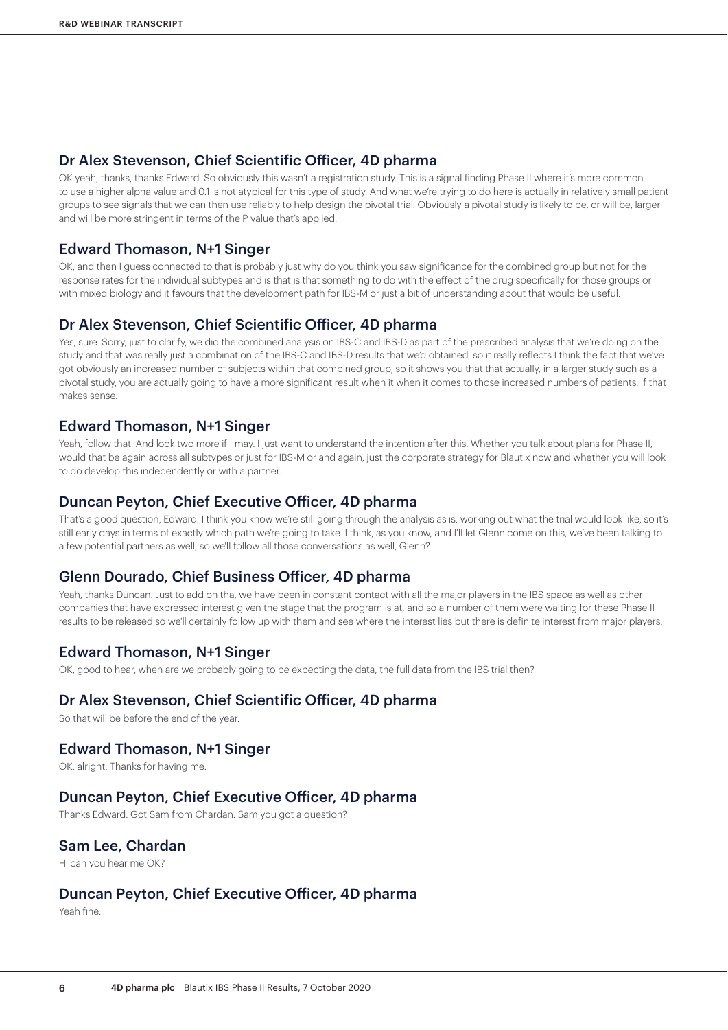## Dr Alex Stevenson, Chief Scientific Officer, 4D pharma

OK yeah, thanks, thanks Edward. So obviously this wasn't a registration study. This is a signal finding Phase II where it's more common to use a higher alpha value and 0.1 is not atypical for this type of study. And what we're trying to do here is actually in relatively small patient groups to see signals that we can then use reliably to help design the pivotal trial. Obviously a pivotal study is likely to be, or will be, larger and will be more stringent in terms of the P value that's applied.

## Edward Thomason, N+1 Singer

OK, and then I guess connected to that is probably just why do you think you saw significance for the combined group but not for the response rates for the individual subtypes and is that is that something to do with the effect of the drug specifically for those groups or with mixed biology and it favours that the development path for IBS-M or just a bit of understanding about that would be useful.

## Dr Alex Stevenson, Chief Scientific Officer, 4D pharma

Yes, sure. Sorry, just to clarify, we did the combined analysis on IBS-C and IBS-D as part of the prescribed analysis that we're doing on the study and that was really just a combination of the IBS-C and IBS-D results that we'd obtained, so it really reflects I think the fact that we've got obviously an increased number of subjects within that combined group, so it shows you that that actually, in a larger study such as a pivotal study, you are actually going to have a more significant result when it when it comes to those increased numbers of patients, if that makes sense.

## Edward Thomason, N+1 Singer

Yeah, follow that. And look two more if I may. I just want to understand the intention after this. Whether you talk about plans for Phase II, would that be again across all subtypes or just for IBS-M or and again, just the corporate strategy for Blautix now and whether you will look to do develop this independently or with a partner.

## Duncan Peyton, Chief Executive Officer, 4D pharma

That's a good question, Edward. I think you know we're still going through the analysis as is, working out what the trial would look like, so it's still early days in terms of exactly which path we're going to take. I think, as you know, and I'll let Glenn come on this, we've been talking to a few potential partners as well, so we'll follow all those conversations as well, Glenn?

## Glenn Dourado, Chief Business Officer, 4D pharma

Yeah, thanks Duncan. Just to add on tha, we have been in constant contact with all the major players in the IBS space as well as other companies that have expressed interest given the stage that the program is at, and so a number of them were waiting for these Phase II results to be released so we'll certainly follow up with them and see where the interest lies but there is definite interest from major players.

## Edward Thomason, N+1 Singer

OK, good to hear, when are we probably going to be expecting the data, the full data from the IBS trial then?

## Dr Alex Stevenson, Chief Scientific Officer, 4D pharma

So that will be before the end of the year.

## Edward Thomason, N+1 Singer

OK, alright. Thanks for having me.

## Duncan Peyton, Chief Executive Officer, 4D pharma

Thanks Edward. Got Sam from Chardan. Sam you got a question?

## Sam Lee, Chardan

Hi can you hear me OK?

## Duncan Peyton, Chief Executive Officer, 4D pharma

Yeah fine.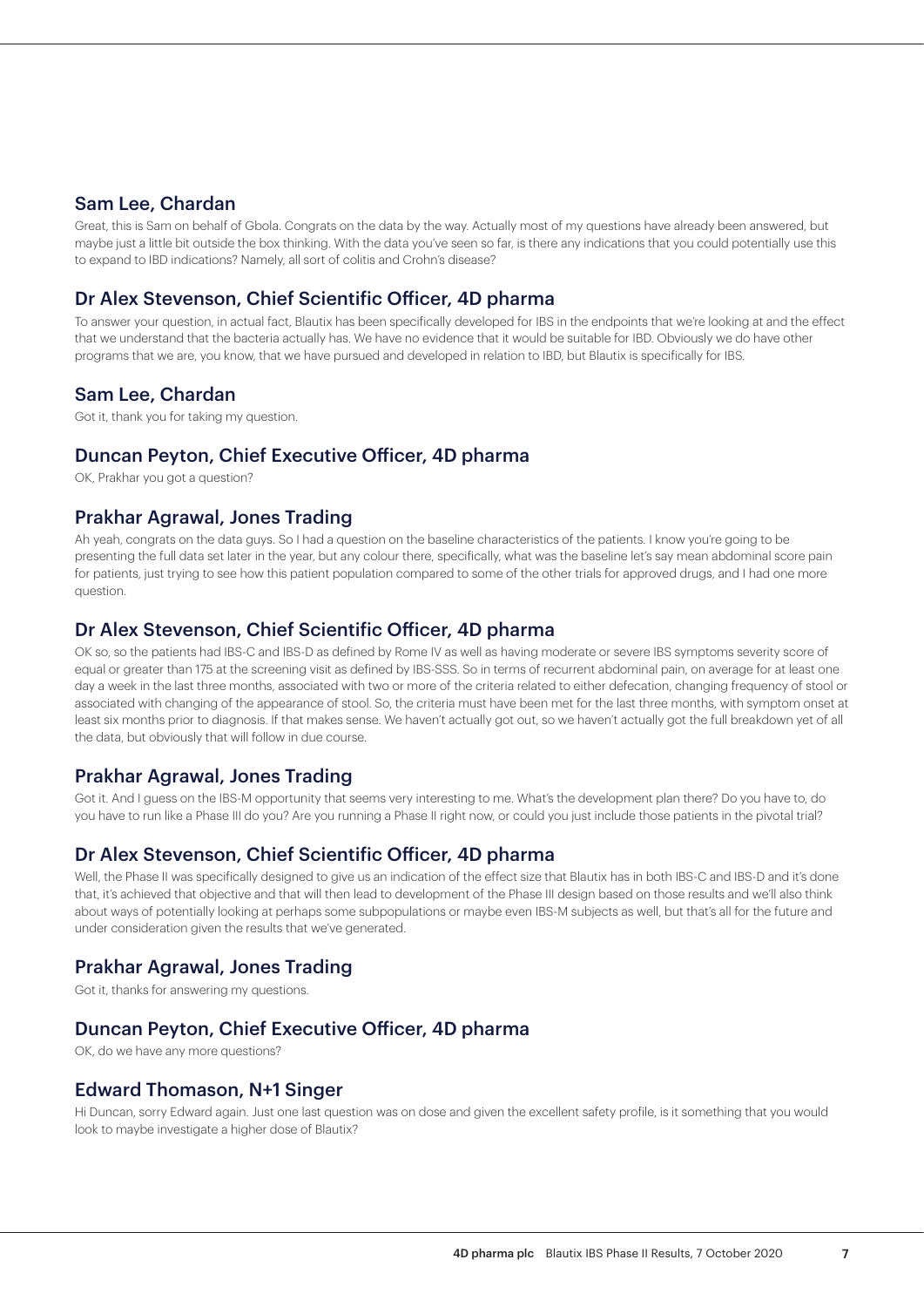## Sam Lee, Chardan

Great, this is Sam on behalf of Gbola. Congrats on the data by the way. Actually most of my questions have already been answered, but maybe just a little bit outside the box thinking. With the data you've seen so far, is there any indications that you could potentially use this to expand to IBD indications? Namely, all sort of colitis and Crohn's disease?

## Dr Alex Stevenson, Chief Scientific Officer, 4D pharma

To answer your question, in actual fact, Blautix has been specifically developed for IBS in the endpoints that we're looking at and the effect that we understand that the bacteria actually has. We have no evidence that it would be suitable for IBD. Obviously we do have other programs that we are, you know, that we have pursued and developed in relation to IBD, but Blautix is specifically for IBS.

## Sam Lee, Chardan

Got it, thank you for taking my question.

## Duncan Peyton, Chief Executive Officer, 4D pharma

OK, Prakhar you got a question?

## Prakhar Agrawal, Jones Trading

Ah yeah, congrats on the data guys. So I had a question on the baseline characteristics of the patients. I know you're going to be presenting the full data set later in the year, but any colour there, specifically, what was the baseline let's say mean abdominal score pain for patients, just trying to see how this patient population compared to some of the other trials for approved drugs, and I had one more question.

## Dr Alex Stevenson, Chief Scientific Officer, 4D pharma

OK so, so the patients had IBS-C and IBS-D as defined by Rome IV as well as having moderate or severe IBS symptoms severity score of equal or greater than 175 at the screening visit as defined by IBS-SSS. So in terms of recurrent abdominal pain, on average for at least one day a week in the last three months, associated with two or more of the criteria related to either defecation, changing frequency of stool or associated with changing of the appearance of stool. So, the criteria must have been met for the last three months, with symptom onset at least six months prior to diagnosis. If that makes sense. We haven't actually got out, so we haven't actually got the full breakdown yet of all the data, but obviously that will follow in due course.

## Prakhar Agrawal, Jones Trading

Got it. And I guess on the IBS-M opportunity that seems very interesting to me. What's the development plan there? Do you have to, do you have to run like a Phase III do you? Are you running a Phase II right now, or could you just include those patients in the pivotal trial?

## Dr Alex Stevenson, Chief Scientific Officer, 4D pharma

Well, the Phase II was specifically designed to give us an indication of the effect size that Blautix has in both IBS-C and IBS-D and it's done that, it's achieved that objective and that will then lead to development of the Phase III design based on those results and we'll also think about ways of potentially looking at perhaps some subpopulations or maybe even IBS-M subjects as well, but that's all for the future and under consideration given the results that we've generated.

## Prakhar Agrawal, Jones Trading

Got it, thanks for answering my questions.

## Duncan Peyton, Chief Executive Officer, 4D pharma

OK, do we have any more questions?

## Edward Thomason, N+1 Singer

Hi Duncan, sorry Edward again. Just one last question was on dose and given the excellent safety profile, is it something that you would look to maybe investigate a higher dose of Blautix?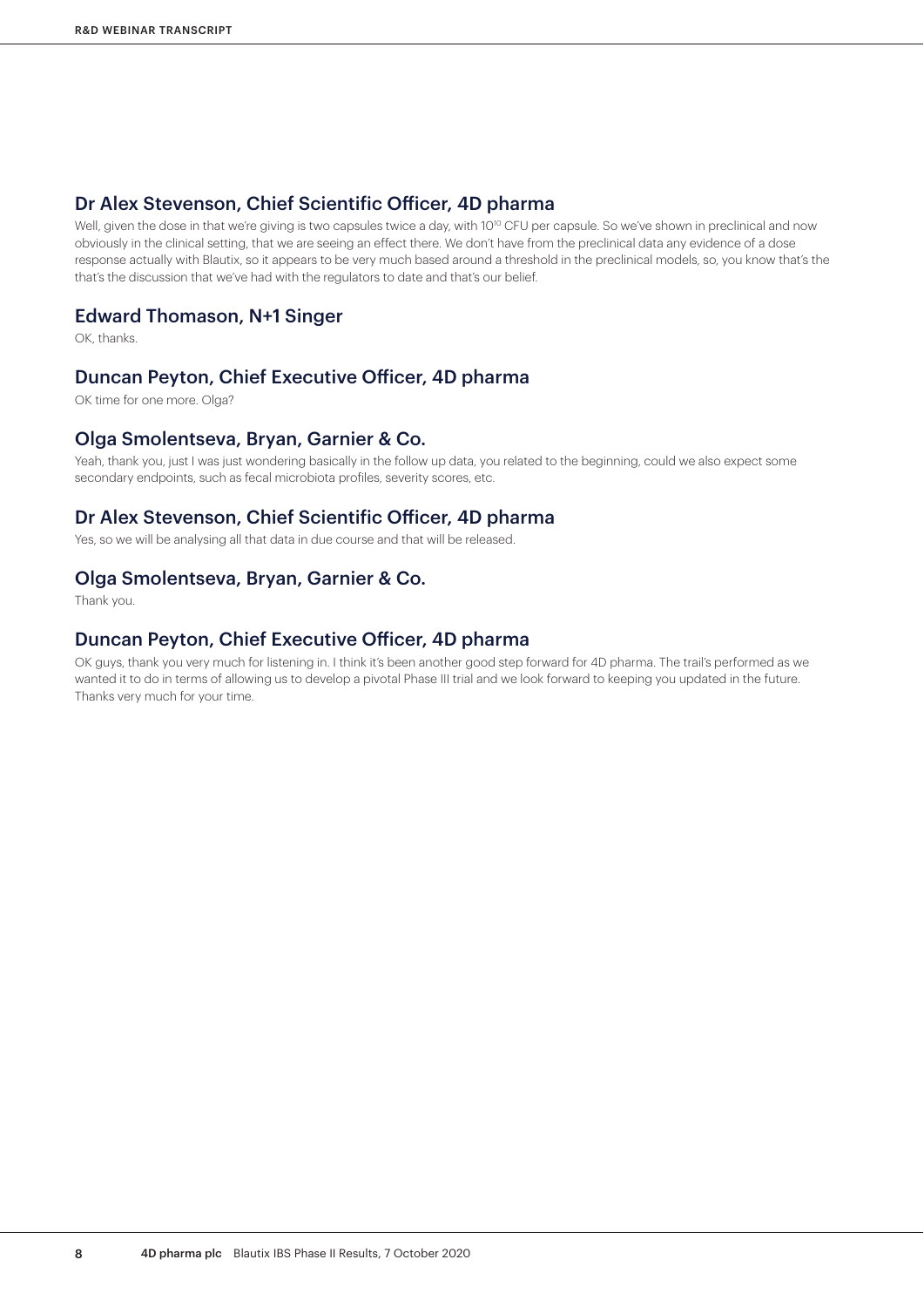## Dr Alex Stevenson, Chief Scientific Officer, 4D pharma

Well, given the dose in that we're giving is two capsules twice a day, with $10^{10}$ CFU per capsule. So we've shown in preclinical and now obviously in the clinical setting, that we are seeing an effect there. We don't have from the preclinical data any evidence of a dose response actually with Blautix, so it appears to be very much based around a threshold in the preclinical models, so, you know that's the that's the discussion that we've had with the regulators to date and that's our belief.

## Edward Thomason, N+1 Singer

OK, thanks.

## Duncan Peyton, Chief Executive Officer, 4D pharma

OK time for one more. Olga?

## Olga Smolentseva, Bryan, Garnier & Co.

Yeah, thank you, just I was just wondering basically in the follow up data, you related to the beginning, could we also expect some secondary endpoints, such as fecal microbiota profiles, severity scores, etc.

## Dr Alex Stevenson, Chief Scientific Officer, 4D pharma

Yes, so we will be analysing all that data in due course and that will be released.

## Olga Smolentseva, Bryan, Garnier & Co.

Thank you.

## Duncan Peyton, Chief Executive Officer, 4D pharma

OK guys, thank you very much for listening in. I think it's been another good step forward for 4D pharma. The trail's performed as we wanted it to do in terms of allowing us to develop a pivotal Phase III trial and we look forward to keeping you updated in the future. Thanks very much for your time.